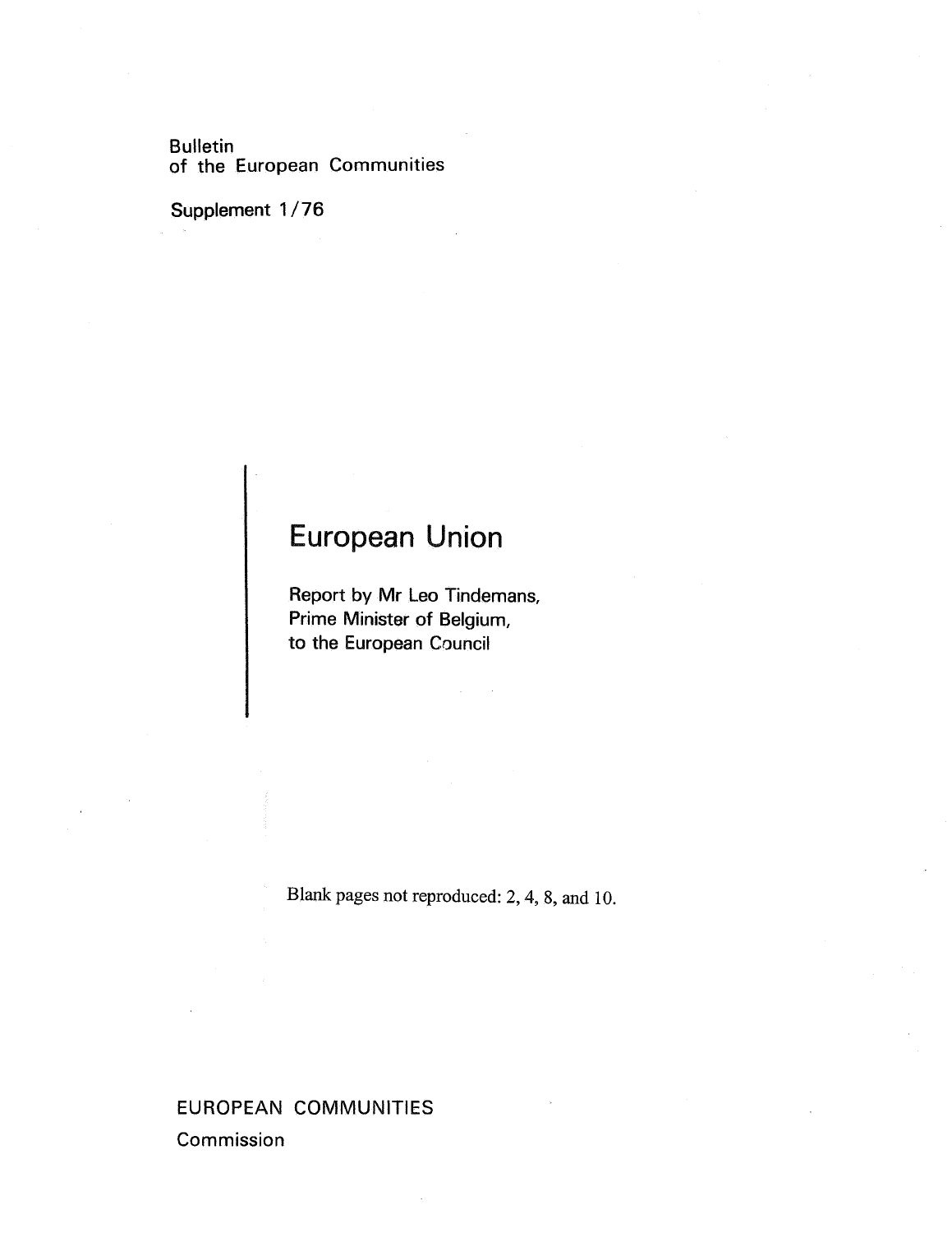Bulletin
of the European Communities

Supplement 1/76

# European Union

Report by Mr Leo Tindemans,
Prime Minister of Belgium,
to the European Council

Blank pages not reproduced: 2, 4, 8, and 10.

EUROPEAN COMMUNITIES
Commission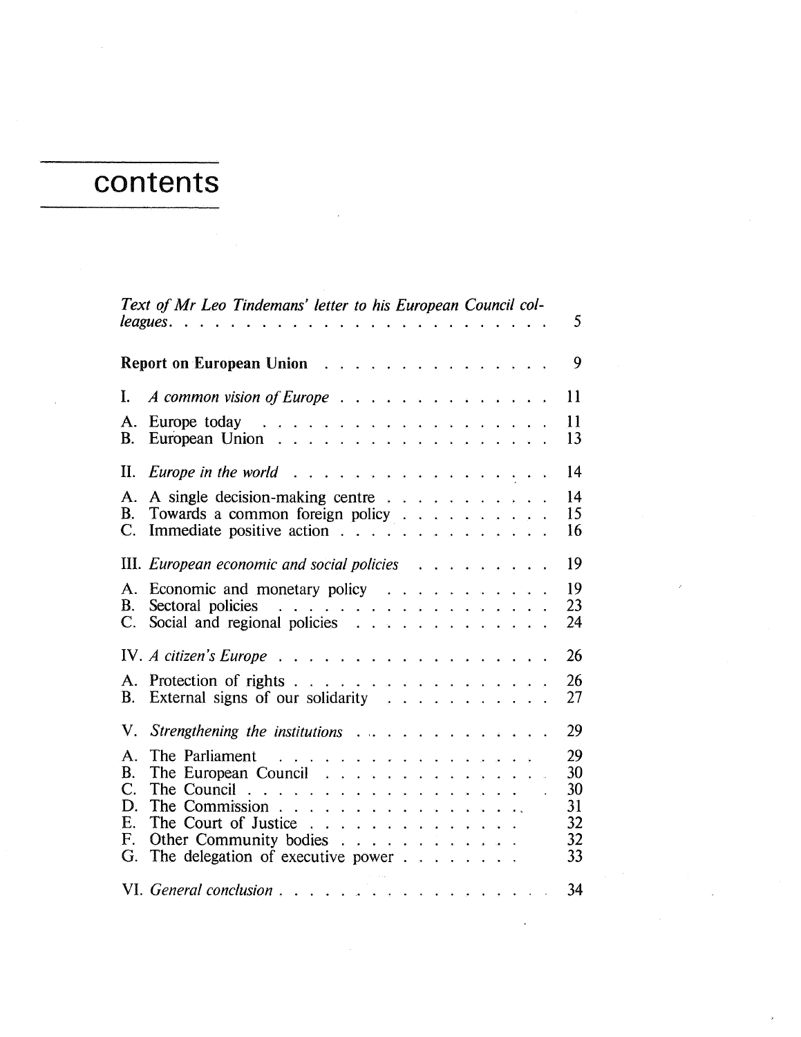# contents

| | |
|---|---|
| *Text of Mr Leo Tindemans' letter to his European Council colleagues.* | 5 |
| **Report on European Union** | 9 |
| I. *A common vision of Europe* | 11 |
| A. Europe today | 11 |
| B. European Union | 13 |
| II. *Europe in the world* | 14 |
| A. A single decision-making centre | 14 |
| B. Towards a common foreign policy | 15 |
| C. Immediate positive action | 16 |
| III. *European economic and social policies* | 19 |
| A. Economic and monetary policy | 19 |
| B. Sectoral policies | 23 |
| C. Social and regional policies | 24 |
| IV. *A citizen's Europe* | 26 |
| A. Protection of rights | 26 |
| B. External signs of our solidarity | 27 |
| V. *Strengthening the institutions* | 29 |
| A. The Parliament | 29 |
| B. The European Council | 30 |
| C. The Council | 30 |
| D. The Commission | 31 |
| E. The Court of Justice | 32 |
| F. Other Community bodies | 32 |
| G. The delegation of executive power | 33 |
| VI. *General conclusion* | 34 |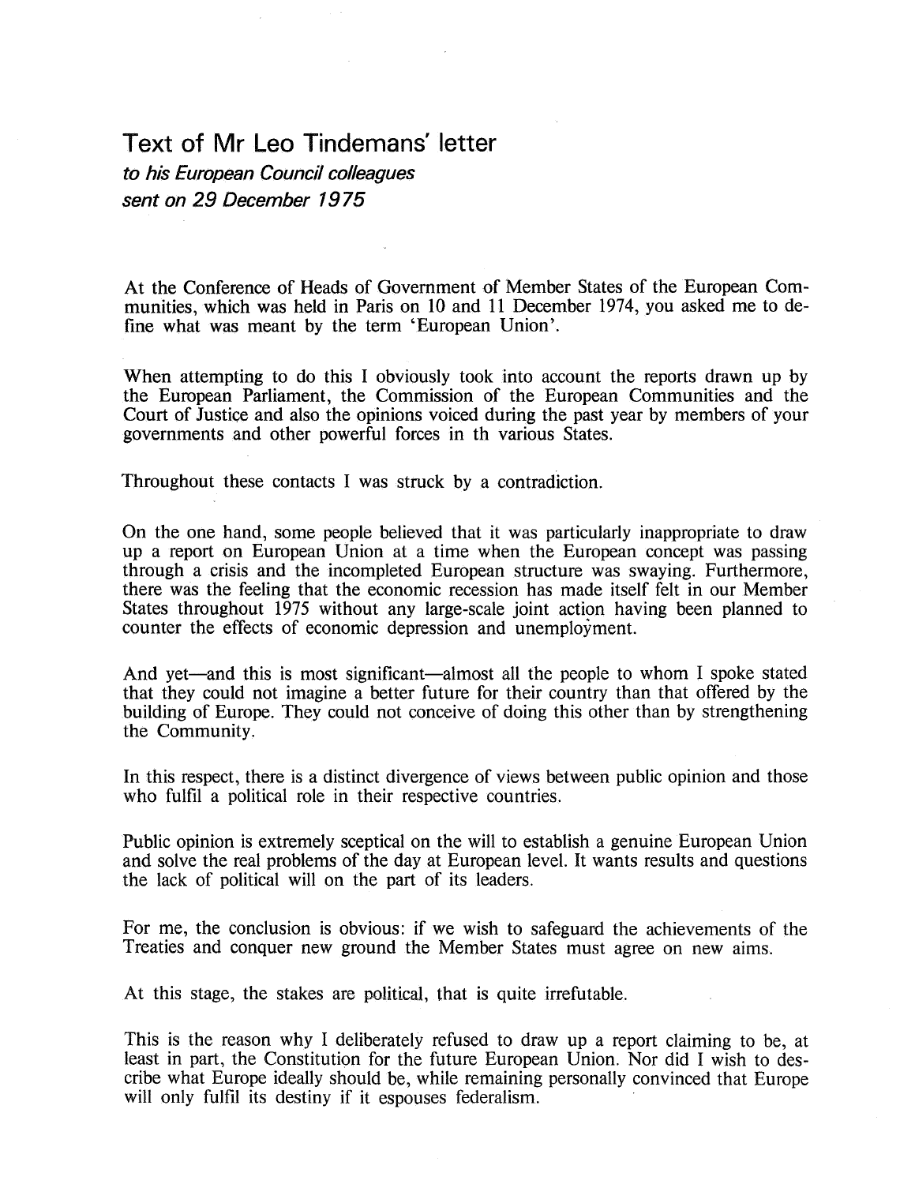# Text of Mr Leo Tindemans' letter

*to his European Council colleagues*
*sent on 29 December 1975*

At the Conference of Heads of Government of Member States of the European Communities, which was held in Paris on 10 and 11 December 1974, you asked me to define what was meant by the term 'European Union'.

When attempting to do this I obviously took into account the reports drawn up by the European Parliament, the Commission of the European Communities and the Court of Justice and also the opinions voiced during the past year by members of your governments and other powerful forces in th various States.

Throughout these contacts I was struck by a contradiction.

On the one hand, some people believed that it was particularly inappropriate to draw up a report on European Union at a time when the European concept was passing through a crisis and the incompleted European structure was swaying. Furthermore, there was the feeling that the economic recession has made itself felt in our Member States throughout 1975 without any large-scale joint action having been planned to counter the effects of economic depression and unemployment.

And yet—and this is most significant—almost all the people to whom I spoke stated that they could not imagine a better future for their country than that offered by the building of Europe. They could not conceive of doing this other than by strengthening the Community.

In this respect, there is a distinct divergence of views between public opinion and those who fulfil a political role in their respective countries.

Public opinion is extremely sceptical on the will to establish a genuine European Union and solve the real problems of the day at European level. It wants results and questions the lack of political will on the part of its leaders.

For me, the conclusion is obvious: if we wish to safeguard the achievements of the Treaties and conquer new ground the Member States must agree on new aims.

At this stage, the stakes are political, that is quite irrefutable.

This is the reason why I deliberately refused to draw up a report claiming to be, at least in part, the Constitution for the future European Union. Nor did I wish to describe what Europe ideally should be, while remaining personally convinced that Europe will only fulfil its destiny if it espouses federalism.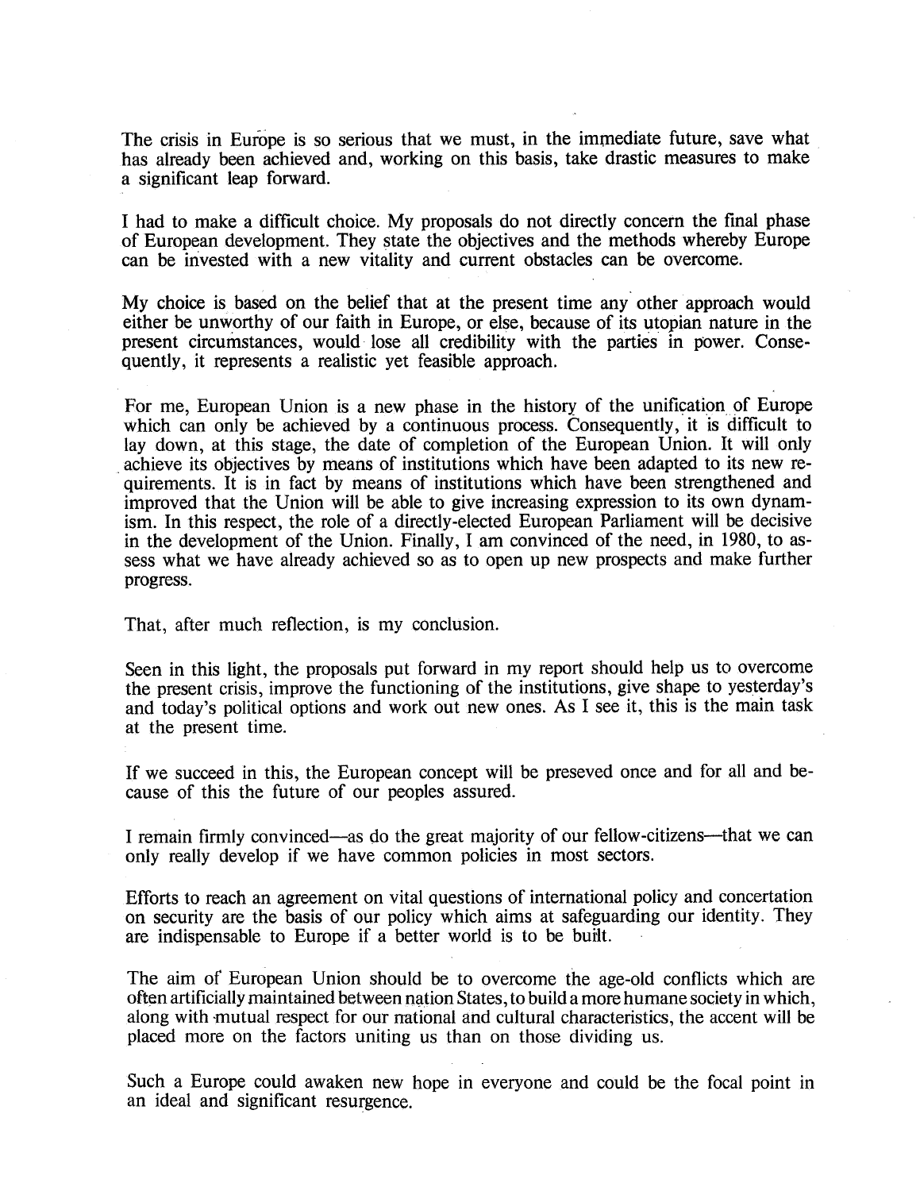The crisis in Europe is so serious that we must, in the immediate future, save what has already been achieved and, working on this basis, take drastic measures to make a significant leap forward.

I had to make a difficult choice. My proposals do not directly concern the final phase of European development. They state the objectives and the methods whereby Europe can be invested with a new vitality and current obstacles can be overcome.

My choice is based on the belief that at the present time any other approach would either be unworthy of our faith in Europe, or else, because of its utopian nature in the present circumstances, would lose all credibility with the parties in power. Consequently, it represents a realistic yet feasible approach.

For me, European Union is a new phase in the history of the unification of Europe which can only be achieved by a continuous process. Consequently, it is difficult to lay down, at this stage, the date of completion of the European Union. It will only achieve its objectives by means of institutions which have been adapted to its new requirements. It is in fact by means of institutions which have been strengthened and improved that the Union will be able to give increasing expression to its own dynamism. In this respect, the role of a directly-elected European Parliament will be decisive in the development of the Union. Finally, I am convinced of the need, in 1980, to assess what we have already achieved so as to open up new prospects and make further progress.

That, after much reflection, is my conclusion.

Seen in this light, the proposals put forward in my report should help us to overcome the present crisis, improve the functioning of the institutions, give shape to yesterday's and today's political options and work out new ones. As I see it, this is the main task at the present time.

If we succeed in this, the European concept will be preseved once and for all and because of this the future of our peoples assured.

I remain firmly convinced—as do the great majority of our fellow-citizens—that we can only really develop if we have common policies in most sectors.

Efforts to reach an agreement on vital questions of international policy and concertation on security are the basis of our policy which aims at safeguarding our identity. They are indispensable to Europe if a better world is to be built.

The aim of European Union should be to overcome the age-old conflicts which are often artificially maintained between nation States, to build a more humane society in which, along with mutual respect for our national and cultural characteristics, the accent will be placed more on the factors uniting us than on those dividing us.

Such a Europe could awaken new hope in everyone and could be the focal point in an ideal and significant resurgence.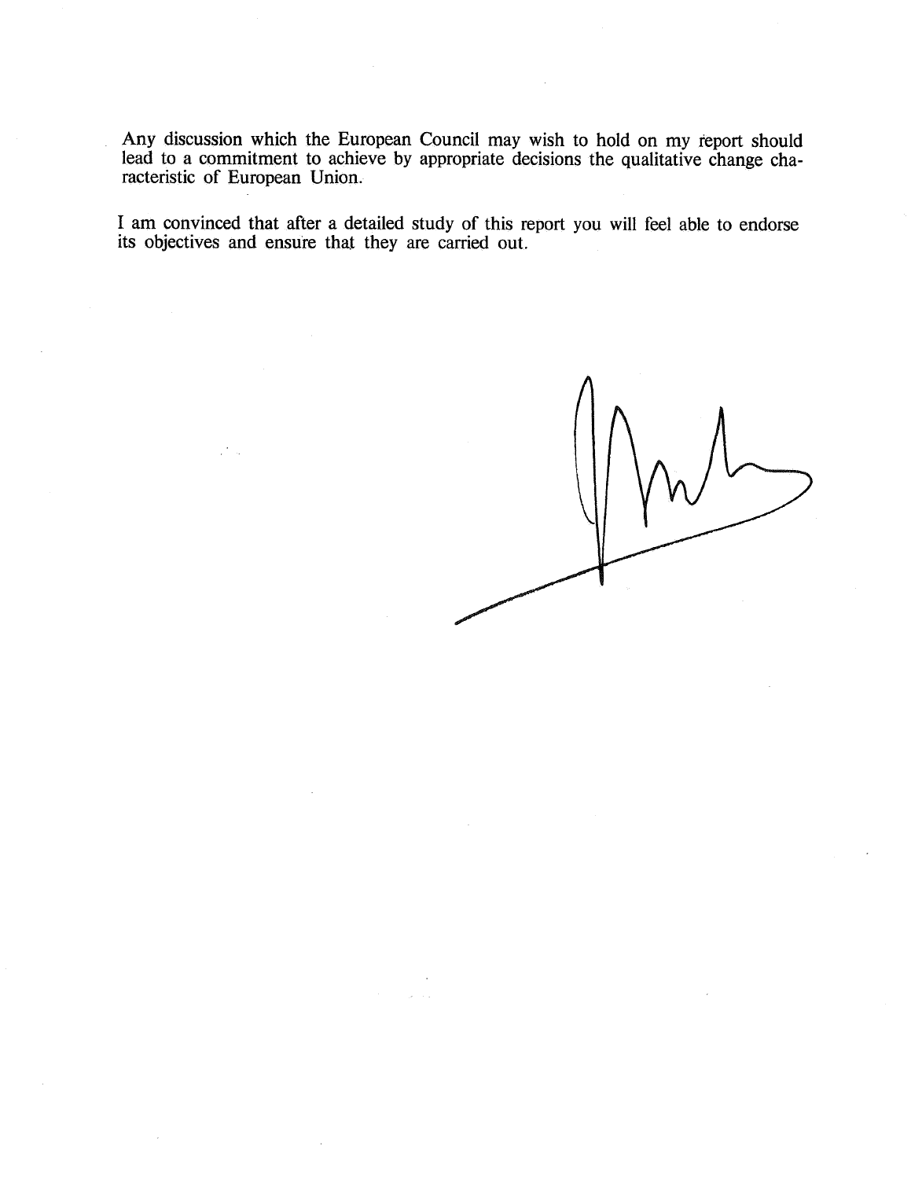Any discussion which the European Council may wish to hold on my report should lead to a commitment to achieve by appropriate decisions the qualitative change characteristic of European Union.

I am convinced that after a detailed study of this report you will feel able to endorse its objectives and ensure that they are carried out.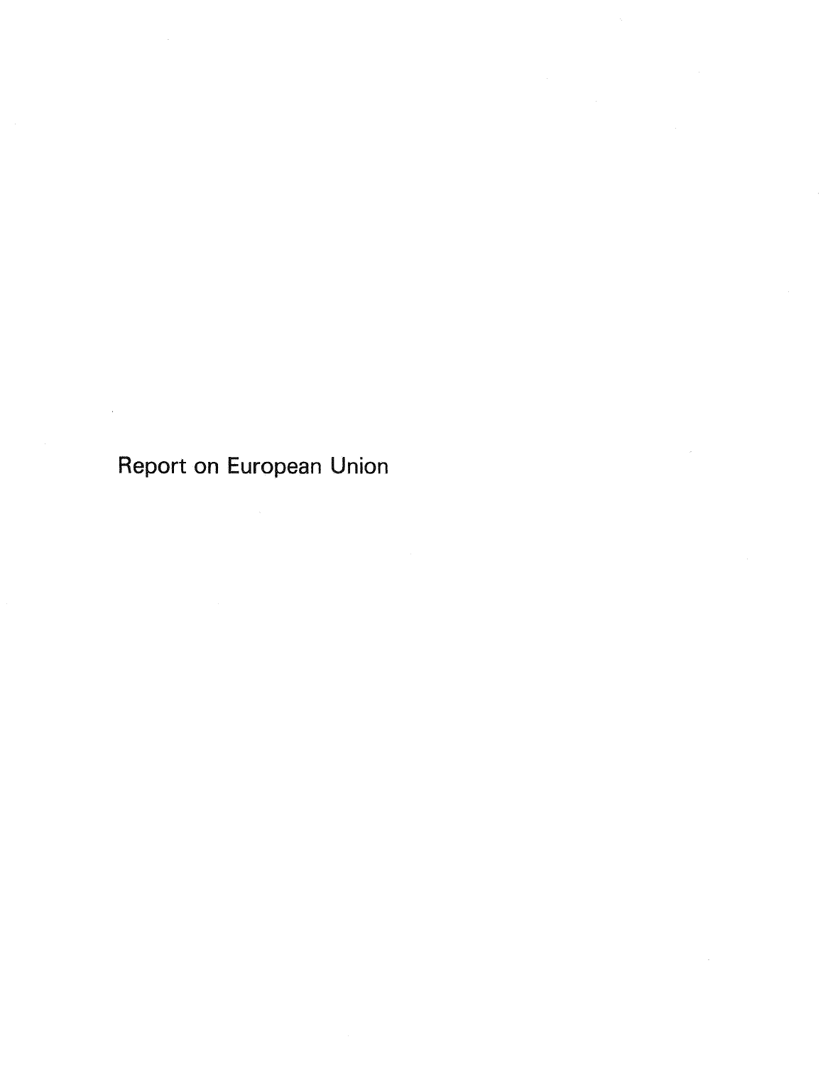# Report on European Union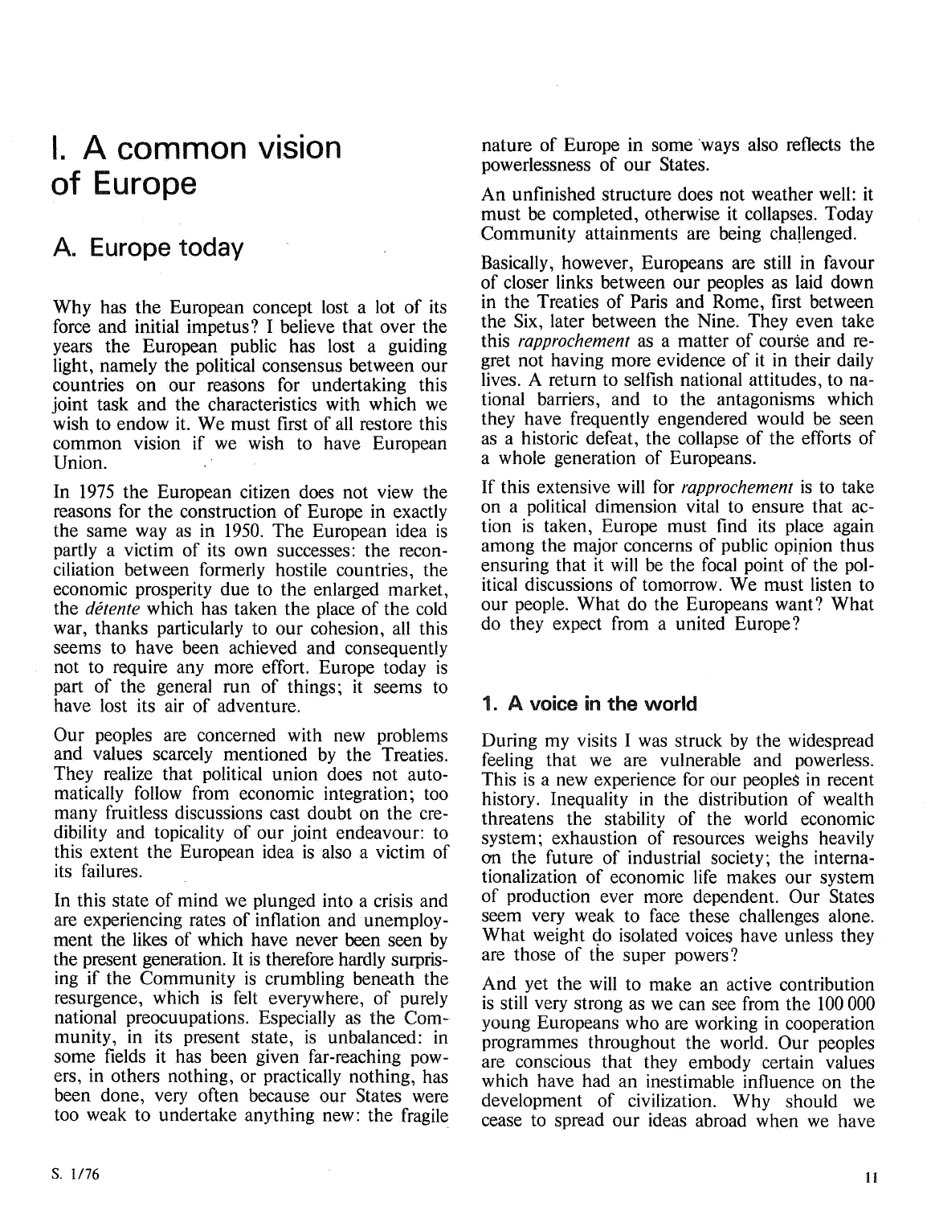# I. A common vision of Europe

## A. Europe today

Why has the European concept lost a lot of its force and initial impetus? I believe that over the years the European public has lost a guiding light, namely the political consensus between our countries on our reasons for undertaking this joint task and the characteristics with which we wish to endow it. We must first of all restore this common vision if we wish to have European Union.

In 1975 the European citizen does not view the reasons for the construction of Europe in exactly the same way as in 1950. The European idea is partly a victim of its own successes: the reconciliation between formerly hostile countries, the economic prosperity due to the enlarged market, the *détente* which has taken the place of the cold war, thanks particularly to our cohesion, all this seems to have been achieved and consequently not to require any more effort. Europe today is part of the general run of things; it seems to have lost its air of adventure.

Our peoples are concerned with new problems and values scarcely mentioned by the Treaties. They realize that political union does not automatically follow from economic integration; too many fruitless discussions cast doubt on the credibility and topicality of our joint endeavour: to this extent the European idea is also a victim of its failures.

In this state of mind we plunged into a crisis and are experiencing rates of inflation and unemployment the likes of which have never been seen by the present generation. It is therefore hardly surprising if the Community is crumbling beneath the resurgence, which is felt everywhere, of purely national preocuupations. Especially as the Community, in its present state, is unbalanced: in some fields it has been given far-reaching powers, in others nothing, or practically nothing, has been done, very often because our States were too weak to undertake anything new: the fragile nature of Europe in some ways also reflects the powerlessness of our States.

An unfinished structure does not weather well: it must be completed, otherwise it collapses. Today Community attainments are being challenged.

Basically, however, Europeans are still in favour of closer links between our peoples as laid down in the Treaties of Paris and Rome, first between the Six, later between the Nine. They even take this *rapprochement* as a matter of course and regret not having more evidence of it in their daily lives. A return to selfish national attitudes, to national barriers, and to the antagonisms which they have frequently engendered would be seen as a historic defeat, the collapse of the efforts of a whole generation of Europeans.

If this extensive will for *rapprochement* is to take on a political dimension vital to ensure that action is taken, Europe must find its place again among the major concerns of public opinion thus ensuring that it will be the focal point of the political discussions of tomorrow. We must listen to our people. What do the Europeans want? What do they expect from a united Europe?

### 1. A voice in the world

During my visits I was struck by the widespread feeling that we are vulnerable and powerless. This is a new experience for our peoples in recent history. Inequality in the distribution of wealth threatens the stability of the world economic system; exhaustion of resources weighs heavily on the future of industrial society; the internationalization of economic life makes our system of production ever more dependent. Our States seem very weak to face these challenges alone. What weight do isolated voices have unless they are those of the super powers?

And yet the will to make an active contribution is still very strong as we can see from the 100 000 young Europeans who are working in cooperation programmes throughout the world. Our peoples are conscious that they embody certain values which have had an inestimable influence on the development of civilization. Why should we cease to spread our ideas abroad when we have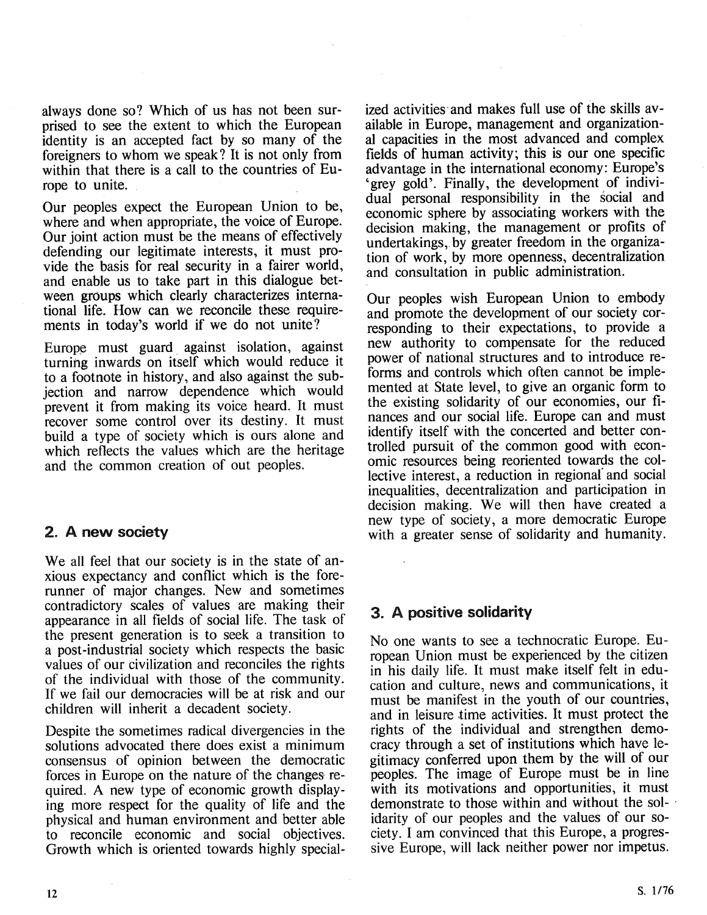always done so? Which of us has not been surprised to see the extent to which the European identity is an accepted fact by so many of the foreigners to whom we speak? It is not only from within that there is a call to the countries of Europe to unite.

Our peoples expect the European Union to be, where and when appropriate, the voice of Europe. Our joint action must be the means of effectively defending our legitimate interests, it must provide the basis for real security in a fairer world, and enable us to take part in this dialogue between groups which clearly characterizes international life. How can we reconcile these requirements in today's world if we do not unite?

Europe must guard against isolation, against turning inwards on itself which would reduce it to a footnote in history, and also against the subjection and narrow dependence which would prevent it from making its voice heard. It must recover some control over its destiny. It must build a type of society which is ours alone and which reflects the values which are the heritage and the common creation of out peoples.

## 2. A new society

We all feel that our society is in the state of anxious expectancy and conflict which is the forerunner of major changes. New and sometimes contradictory scales of values are making their appearance in all fields of social life. The task of the present generation is to seek a transition to a post-industrial society which respects the basic values of our civilization and reconciles the rights of the individual with those of the community. If we fail our democracies will be at risk and our children will inherit a decadent society.

Despite the sometimes radical divergencies in the solutions advocated there does exist a minimum consensus of opinion between the democratic forces in Europe on the nature of the changes required. A new type of economic growth displaying more respect for the quality of life and the physical and human environment and better able to reconcile economic and social objectives. Growth which is oriented towards highly specialized activities and makes full use of the skills available in Europe, management and organizational capacities in the most advanced and complex fields of human activity; this is our one specific advantage in the international economy: Europe's 'grey gold'. Finally, the development of individual personal responsibility in the social and economic sphere by associating workers with the decision making, the management or profits of undertakings, by greater freedom in the organization of work, by more openness, decentralization and consultation in public administration.

Our peoples wish European Union to embody and promote the development of our society corresponding to their expectations, to provide a new authority to compensate for the reduced power of national structures and to introduce reforms and controls which often cannot be implemented at State level, to give an organic form to the existing solidarity of our economies, our finances and our social life. Europe can and must identify itself with the concerted and better controlled pursuit of the common good with economic resources being reoriented towards the collective interest, a reduction in regional and social inequalities, decentralization and participation in decision making. We will then have created a new type of society, a more democratic Europe with a greater sense of solidarity and humanity.

## 3. A positive solidarity

No one wants to see a technocratic Europe. European Union must be experienced by the citizen in his daily life. It must make itself felt in education and culture, news and communications, it must be manifest in the youth of our countries, and in leisure time activities. It must protect the rights of the individual and strengthen democracy through a set of institutions which have legitimacy conferred upon them by the will of our peoples. The image of Europe must be in line with its motivations and opportunities, it must demonstrate to those within and without the solidarity of our peoples and the values of our society. I am convinced that this Europe, a progressive Europe, will lack neither power nor impetus.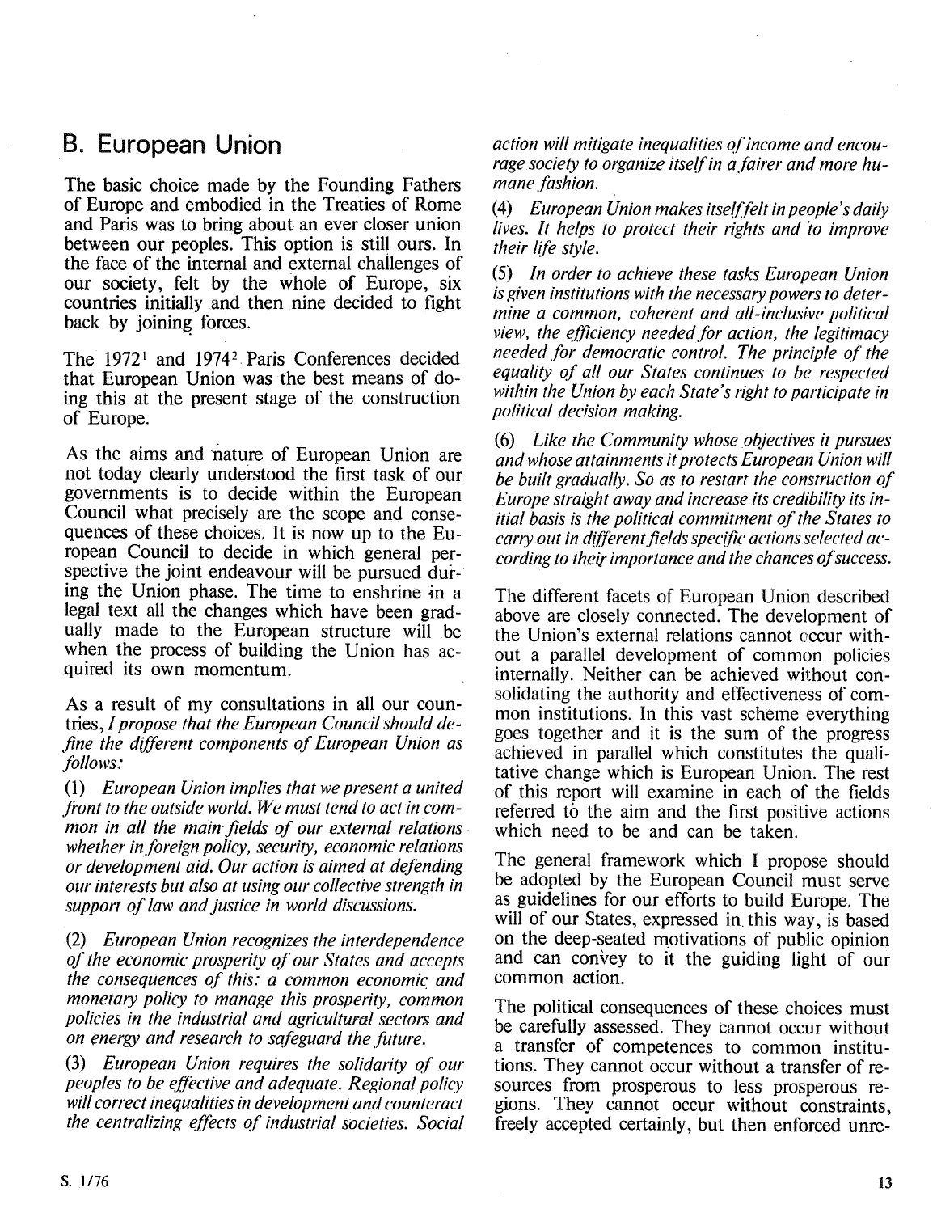## B. European Union

The basic choice made by the Founding Fathers of Europe and embodied in the Treaties of Rome and Paris was to bring about an ever closer union between our peoples. This option is still ours. In the face of the internal and external challenges of our society, felt by the whole of Europe, six countries initially and then nine decided to fight back by joining forces.

The 1972[1] and 1974[2] Paris Conferences decided that European Union was the best means of doing this at the present stage of the construction of Europe.

As the aims and nature of European Union are not today clearly understood the first task of our governments is to decide within the European Council what precisely are the scope and consequences of these choices. It is now up to the European Council to decide in which general perspective the joint endeavour will be pursued during the Union phase. The time to enshrine in a legal text all the changes which have been gradually made to the European structure will be when the process of building the Union has acquired its own momentum.

As a result of my consultations in all our countries, *I propose that the European Council should define the different components of European Union as follows:*

(1) *European Union implies that we present a united front to the outside world. We must tend to act in common in all the main fields of our external relations whether in foreign policy, security, economic relations or development aid. Our action is aimed at defending our interests but also at using our collective strength in support of law and justice in world discussions.*

(2) *European Union recognizes the interdependence of the economic prosperity of our States and accepts the consequences of this: a common economic and monetary policy to manage this prosperity, common policies in the industrial and agricultural sectors and on energy and research to safeguard the future.*

(3) *European Union requires the solidarity of our peoples to be effective and adequate. Regional policy will correct inequalities in development and counteract the centralizing effects of industrial societies. Social action will mitigate inequalities of income and encourage society to organize itself in a fairer and more humane fashion.*

(4) *European Union makes itself felt in people's daily lives. It helps to protect their rights and to improve their life style.*

(5) *In order to achieve these tasks European Union is given institutions with the necessary powers to determine a common, coherent and all-inclusive political view, the efficiency needed for action, the legitimacy needed for democratic control. The principle of the equality of all our States continues to be respected within the Union by each State's right to participate in political decision making.*

(6) *Like the Community whose objectives it pursues and whose attainments it protects European Union will be built gradually. So as to restart the construction of Europe straight away and increase its credibility its initial basis is the political commitment of the States to carry out in different fields specific actions selected according to their importance and the chances of success.*

The different facets of European Union described above are closely connected. The development of the Union's external relations cannot occur without a parallel development of common policies internally. Neither can be achieved without consolidating the authority and effectiveness of common institutions. In this vast scheme everything goes together and it is the sum of the progress achieved in parallel which constitutes the qualitative change which is European Union. The rest of this report will examine in each of the fields referred to the aim and the first positive actions which need to be and can be taken.

The general framework which I propose should be adopted by the European Council must serve as guidelines for our efforts to build Europe. The will of our States, expressed in this way, is based on the deep-seated motivations of public opinion and can convey to it the guiding light of our common action.

The political consequences of these choices must be carefully assessed. They cannot occur without a transfer of competences to common institutions. They cannot occur without a transfer of resources from prosperous to less prosperous regions. They cannot occur without constraints, freely accepted certainly, but then enforced unre-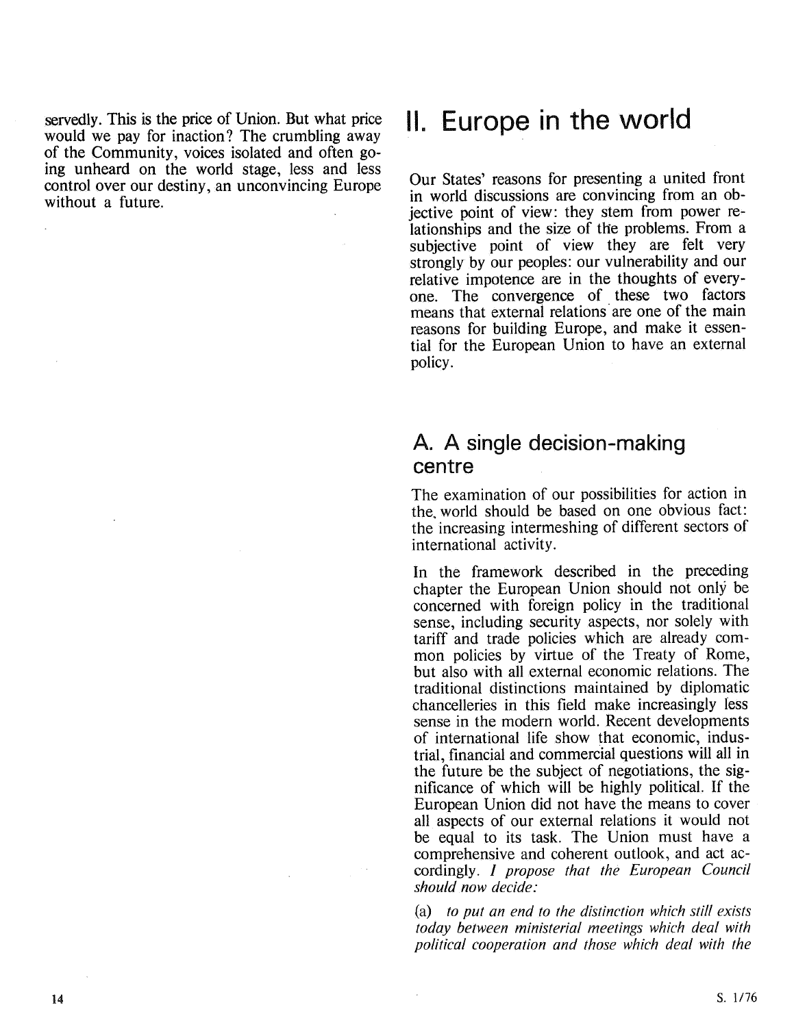servedly. This is the price of Union. But what price would we pay for inaction? The crumbling away of the Community, voices isolated and often going unheard on the world stage, less and less control over our destiny, an unconvincing Europe without a future.

# II. Europe in the world

Our States' reasons for presenting a united front in world discussions are convincing from an objective point of view: they stem from power relationships and the size of the problems. From a subjective point of view they are felt very strongly by our peoples: our vulnerability and our relative impotence are in the thoughts of everyone. The convergence of these two factors means that external relations are one of the main reasons for building Europe, and make it essential for the European Union to have an external policy.

## A. A single decision-making centre

The examination of our possibilities for action in the world should be based on one obvious fact: the increasing intermeshing of different sectors of international activity.

In the framework described in the preceding chapter the European Union should not only be concerned with foreign policy in the traditional sense, including security aspects, nor solely with tariff and trade policies which are already common policies by virtue of the Treaty of Rome, but also with all external economic relations. The traditional distinctions maintained by diplomatic chancelleries in this field make increasingly less sense in the modern world. Recent developments of international life show that economic, industrial, financial and commercial questions will all in the future be the subject of negotiations, the significance of which will be highly political. If the European Union did not have the means to cover all aspects of our external relations it would not be equal to its task. The Union must have a comprehensive and coherent outlook, and act accordingly. *I propose that the European Council should now decide:*

(a) *to put an end to the distinction which still exists today between ministerial meetings which deal with political cooperation and those which deal with the*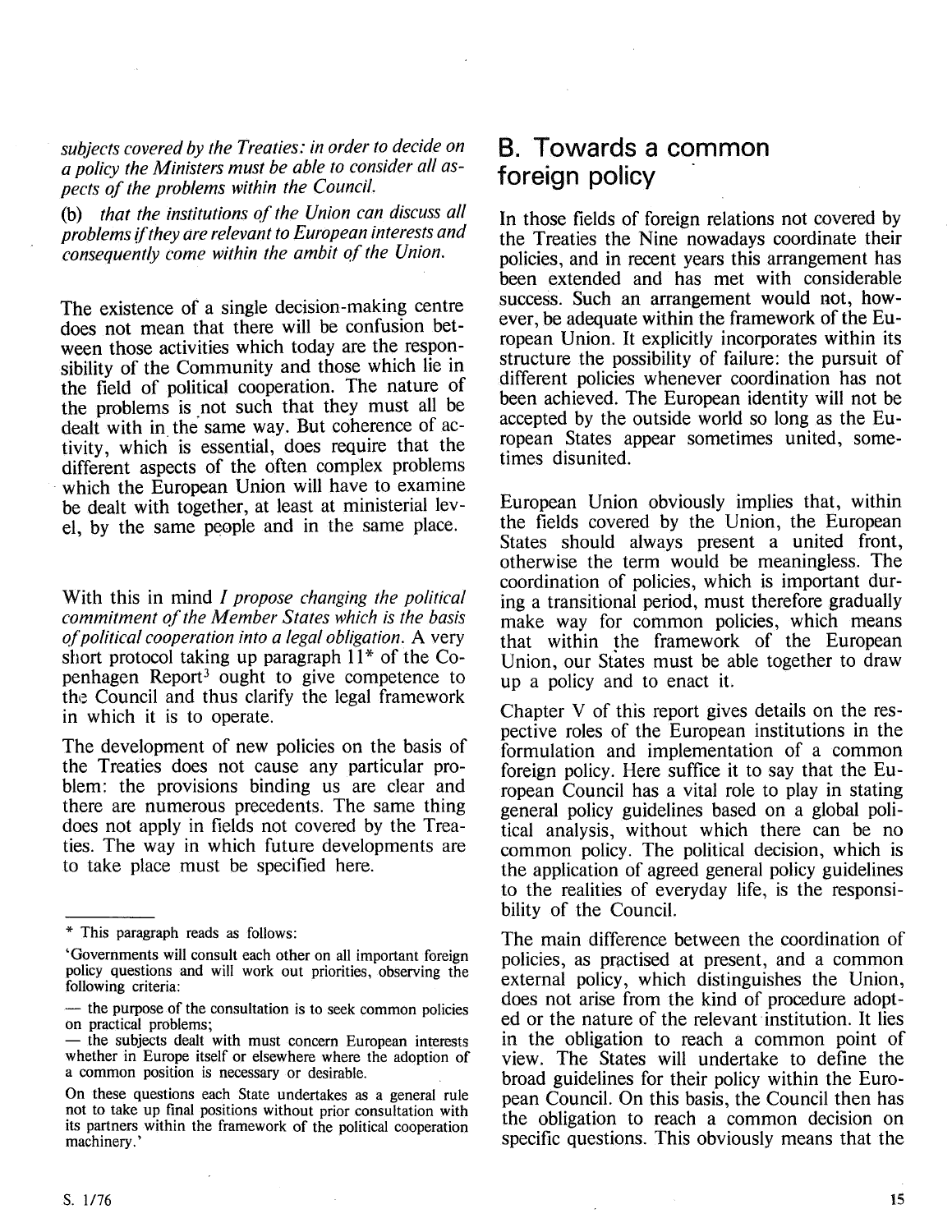*subjects covered by the Treaties: in order to decide on a policy the Ministers must be able to consider all aspects of the problems within the Council.*

(b) *that the institutions of the Union can discuss all problems if they are relevant to European interests and consequently come within the ambit of the Union.*

The existence of a single decision-making centre does not mean that there will be confusion between those activities which today are the responsibility of the Community and those which lie in the field of political cooperation. The nature of the problems is not such that they must all be dealt with in the same way. But coherence of activity, which is essential, does require that the different aspects of the often complex problems which the European Union will have to examine be dealt with together, at least at ministerial level, by the same people and in the same place.

With this in mind *I propose changing the political commitment of the Member States which is the basis of political cooperation into a legal obligation.* A very short protocol taking up paragraph 11* of the Copenhagen Report[3] ought to give competence to the Council and thus clarify the legal framework in which it is to operate.

The development of new policies on the basis of the Treaties does not cause any particular problem: the provisions binding us are clear and there are numerous precedents. The same thing does not apply in fields not covered by the Treaties. The way in which future developments are to take place must be specified here.

## B. Towards a common foreign policy

In those fields of foreign relations not covered by the Treaties the Nine nowadays coordinate their policies, and in recent years this arrangement has been extended and has met with considerable success. Such an arrangement would not, however, be adequate within the framework of the European Union. It explicitly incorporates within its structure the possibility of failure: the pursuit of different policies whenever coordination has not been achieved. The European identity will not be accepted by the outside world so long as the European States appear sometimes united, sometimes disunited.

European Union obviously implies that, within the fields covered by the Union, the European States should always present a united front, otherwise the term would be meaningless. The coordination of policies, which is important during a transitional period, must therefore gradually make way for common policies, which means that within the framework of the European Union, our States must be able together to draw up a policy and to enact it.

Chapter V of this report gives details on the respective roles of the European institutions in the formulation and implementation of a common foreign policy. Here suffice it to say that the European Council has a vital role to play in stating general policy guidelines based on a global political analysis, without which there can be no common policy. The political decision, which is the application of agreed general policy guidelines to the realities of everyday life, is the responsibility of the Council.

The main difference between the coordination of policies, as practised at present, and a common external policy, which distinguishes the Union, does not arise from the kind of procedure adopted or the nature of the relevant institution. It lies in the obligation to reach a common point of view. The States will undertake to define the broad guidelines for their policy within the European Council. On this basis, the Council then has the obligation to reach a common decision on specific questions. This obviously means that the

---

\* This paragraph reads as follows:

'Governments will consult each other on all important foreign policy questions and will work out priorities, observing the following criteria:

— the purpose of the consultation is to seek common policies on practical problems;

— the subjects dealt with must concern European interests whether in Europe itself or elsewhere where the adoption of a common position is necessary or desirable.

On these questions each State undertakes as a general rule not to take up final positions without prior consultation with its partners within the framework of the political cooperation machinery.'